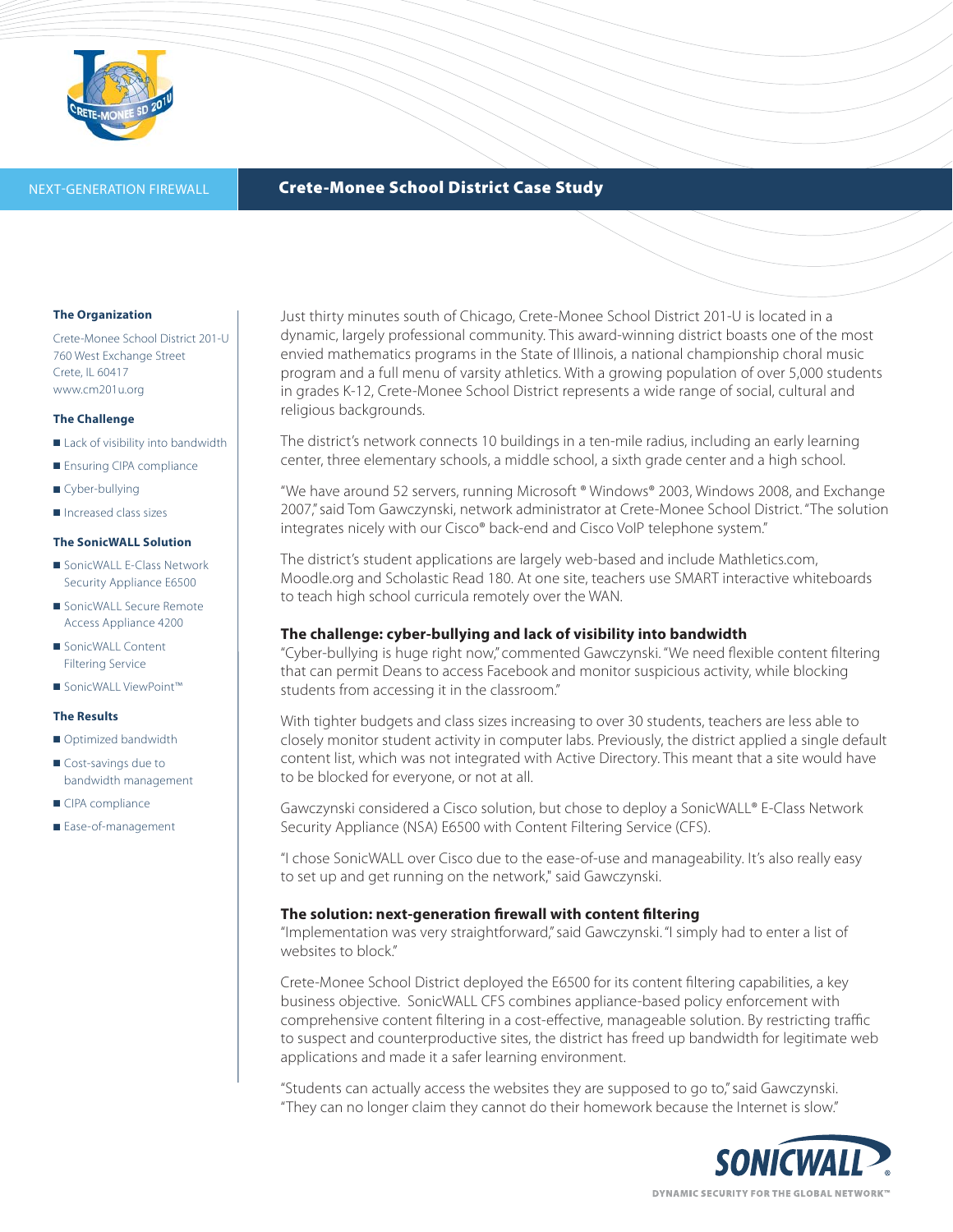NEXT-GENERATION FIREWALL

# Crete-Monee School District Case Study

### The Organization

Crete-Monee School District 201-U
760 West Exchange Street
Crete, IL 60417
www.cm201u.org

### The Challenge

- Lack of visibility into bandwidth
- Ensuring CIPA compliance
- Cyber-bullying
- Increased class sizes

### The SonicWALL Solution

- SonicWALL E-Class Network Security Appliance E6500
- SonicWALL Secure Remote Access Appliance 4200
- SonicWALL Content Filtering Service
- SonicWALL ViewPoint™

### The Results

- Optimized bandwidth
- Cost-savings due to bandwidth management
- CIPA compliance
- Ease-of-management

Just thirty minutes south of Chicago, Crete-Monee School District 201-U is located in a dynamic, largely professional community. This award-winning district boasts one of the most envied mathematics programs in the State of Illinois, a national championship choral music program and a full menu of varsity athletics. With a growing population of over 5,000 students in grades K-12, Crete-Monee School District represents a wide range of social, cultural and religious backgrounds.

The district's network connects 10 buildings in a ten-mile radius, including an early learning center, three elementary schools, a middle school, a sixth grade center and a high school.

"We have around 52 servers, running Microsoft ® Windows® 2003, Windows 2008, and Exchange 2007," said Tom Gawczynski, network administrator at Crete-Monee School District. "The solution integrates nicely with our Cisco® back-end and Cisco VoIP telephone system."

The district's student applications are largely web-based and include Mathletics.com, Moodle.org and Scholastic Read 180. At one site, teachers use SMART interactive whiteboards to teach high school curricula remotely over the WAN.

**The challenge: cyber-bullying and lack of visibility into bandwidth**

"Cyber-bullying is huge right now," commented Gawczynski. "We need flexible content filtering that can permit Deans to access Facebook and monitor suspicious activity, while blocking students from accessing it in the classroom."

With tighter budgets and class sizes increasing to over 30 students, teachers are less able to closely monitor student activity in computer labs. Previously, the district applied a single default content list, which was not integrated with Active Directory. This meant that a site would have to be blocked for everyone, or not at all.

Gawczynski considered a Cisco solution, but chose to deploy a SonicWALL® E-Class Network Security Appliance (NSA) E6500 with Content Filtering Service (CFS).

"I chose SonicWALL over Cisco due to the ease-of-use and manageability. It's also really easy to set up and get running on the network," said Gawczynski.

**The solution: next-generation firewall with content filtering**

"Implementation was very straightforward," said Gawczynski. "I simply had to enter a list of websites to block."

Crete-Monee School District deployed the E6500 for its content filtering capabilities, a key business objective. SonicWALL CFS combines appliance-based policy enforcement with comprehensive content filtering in a cost-effective, manageable solution. By restricting traffic to suspect and counterproductive sites, the district has freed up bandwidth for legitimate web applications and made it a safer learning environment.

"Students can actually access the websites they are supposed to go to," said Gawczynski. "They can no longer claim they cannot do their homework because the Internet is slow."

SONICWALL
DYNAMIC SECURITY FOR THE GLOBAL NETWORK™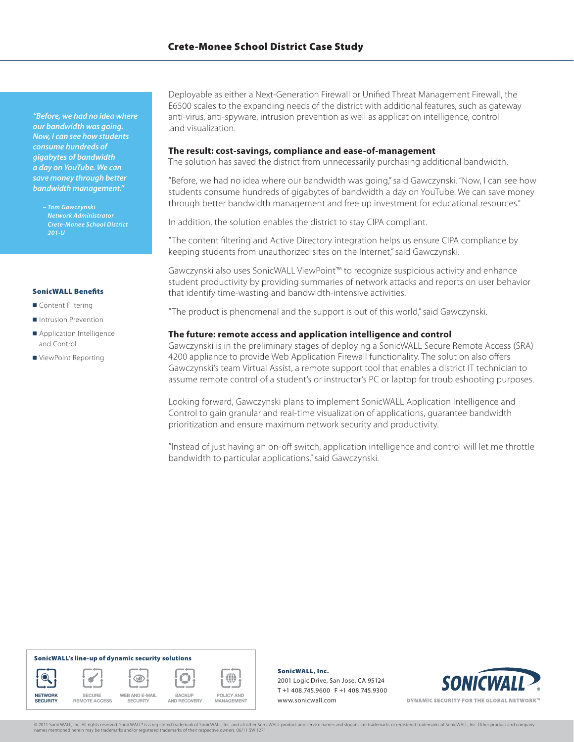*"Before, we had no idea where our bandwidth was going. Now, I can see how students consume hundreds of gigabytes of bandwidth a day on YouTube. We can save money through better bandwidth management."*

*– Tom Gawczynski*
*Network Administrator*
*Crete-Monee School District 201-U*

### SonicWALL Benefits

- Content Filtering
- Intrusion Prevention
- Application Intelligence and Control
- ViewPoint Reporting

Deployable as either a Next-Generation Firewall or Unified Threat Management Firewall, the E6500 scales to the expanding needs of the district with additional features, such as gateway anti-virus, anti-spyware, intrusion prevention as well as application intelligence, control .and visualization.

**The result: cost-savings, compliance and ease-of-management**

The solution has saved the district from unnecessarily purchasing additional bandwidth.

"Before, we had no idea where our bandwidth was going," said Gawczynski. "Now, I can see how students consume hundreds of gigabytes of bandwidth a day on YouTube. We can save money through better bandwidth management and free up investment for educational resources."

In addition, the solution enables the district to stay CIPA compliant.

"The content filtering and Active Directory integration helps us ensure CIPA compliance by keeping students from unauthorized sites on the Internet," said Gawczynski.

Gawczynski also uses SonicWALL ViewPoint™ to recognize suspicious activity and enhance student productivity by providing summaries of network attacks and reports on user behavior that identify time-wasting and bandwidth-intensive activities.

"The product is phenomenal and the support is out of this world," said Gawczynski.

**The future: remote access and application intelligence and control**

Gawczynski is in the preliminary stages of deploying a SonicWALL Secure Remote Access (SRA) 4200 appliance to provide Web Application Firewall functionality. The solution also offers Gawczynski's team Virtual Assist, a remote support tool that enables a district IT technician to assume remote control of a student's or instructor's PC or laptop for troubleshooting purposes.

Looking forward, Gawczynski plans to implement SonicWALL Application Intelligence and Control to gain granular and real-time visualization of applications, guarantee bandwidth prioritization and ensure maximum network security and productivity.

"Instead of just having an on-off switch, application intelligence and control will let me throttle bandwidth to particular applications," said Gawczynski.

**SonicWALL's line-up of dynamic security solutions**

NETWORK SECURITY | SECURE REMOTE ACCESS | WEB AND E-MAIL SECURITY | BACKUP AND RECOVERY | POLICY AND MANAGEMENT

**SonicWALL, Inc.**
2001 Logic Drive, San Jose, CA 95124
T +1 408.745.9600 F +1 408.745.9300
www.sonicwall.com

SONICWALL®
DYNAMIC SECURITY FOR THE GLOBAL NETWORK™

© 2011 SonicWALL, Inc. All rights reserved. SonicWALL® is a registered trademark of SonicWALL, Inc. and all other SonicWALL product and service names and slogans are trademarks or registered trademarks of SonicWALL, Inc. Other product and company names mentioned herein may be trademarks and/or registered trademarks of their respective owners. 06/11 SW 1271